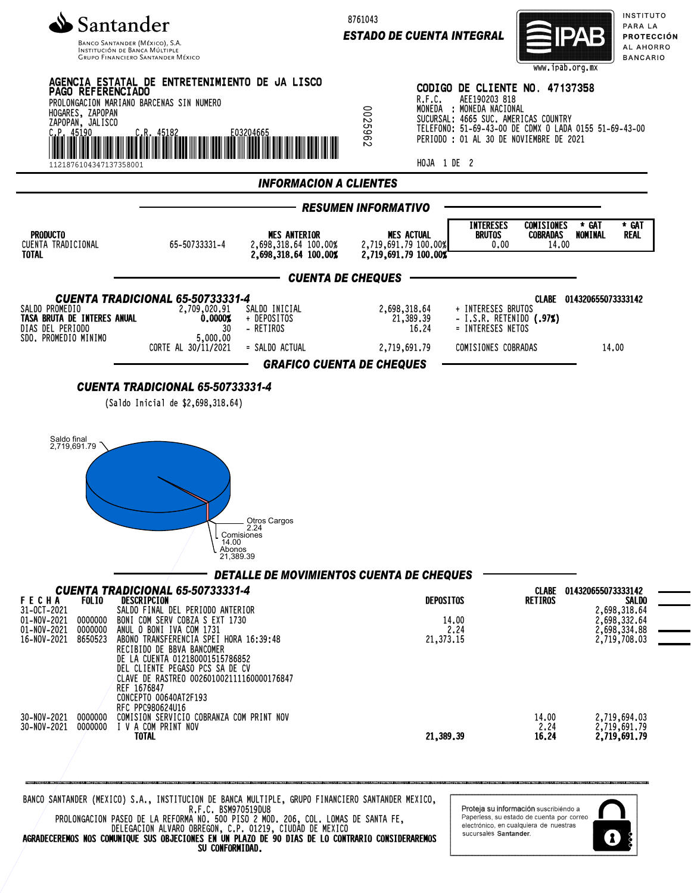**Santander**
BANCO SANTANDER (MÉXICO), S.A.
INSTITUCIÓN DE BANCA MÚLTIPLE
GRUPO FINANCIERO SANTANDER MÉXICO

8761043
**ESTADO DE CUENTA INTEGRAL**

IPAB — INSTITUTO PARA LA PROTECCIÓN AL AHORRO BANCARIO
www.ipab.org.mx

**AGENCIA ESTATAL DE ENTRETENIMIENTO DE JA LISCO**
**PAGO REFERENCIADO**
PROLONGACION MARIANO BARCENAS SIN NUMERO
HOGARES, ZAPOPAN
ZAPOPAN, JALISCO
C.P. 45190 C.R. 45182 E03204665

11218761043471373580 01

0025962

**CODIGO DE CLIENTE NO. 47137358**
R.F.C. AEE190203 818
MONEDA : MONEDA NACIONAL
SUCURSAL: 4665 SUC. AMERICAS COUNTRY
TELEFONO: 51-69-43-00 DE CDMX O LADA 0155 51-69-43-00
PERIODO : 01 AL 30 DE NOVIEMBRE DE 2021

HOJA 1 DE 2

## INFORMACION A CLIENTES

### RESUMEN INFORMATIVO

| PRODUCTO | | MES ANTERIOR | MES ACTUAL | INTERESES BRUTOS | COMISIONES COBRADAS | * GAT NOMINAL | * GAT REAL |
|---|---|---|---|---|---|---|---|
| CUENTA TRADICIONAL | 65-50733331-4 | 2,698,318.64 100.00% | 2,719,691.79 100.00% | 0.00 | 14.00 | | |
| **TOTAL** | | **2,698,318.64 100.00%** | **2,719,691.79 100.00%** | | | | |

### CUENTA DE CHEQUES

**CUENTA TRADICIONAL 65-50733331-4** CLABE 014320655073333142

| | | | | | |
|---|---|---|---|---|---|
| SALDO PROMEDIO | 2,709,020.91 | SALDO INICIAL | 2,698,318.64 | + INTERESES BRUTOS | |
| **TASA BRUTA DE INTERES ANUAL** | **0.0000%** | + DEPOSITOS | 21,389.39 | - I.S.R. RETENIDO **(.97%)** | |
| DIAS DEL PERIODO | 30 | - RETIROS | 16.24 | = INTERESES NETOS | |
| SDO. PROMEDIO MINIMO | 5,000.00 | | | | |
| CORTE AL 30/11/2021 | | = SALDO ACTUAL | 2,719,691.79 | COMISIONES COBRADAS | 14.00 |

### GRAFICO CUENTA DE CHEQUES

**CUENTA TRADICIONAL 65-50733331-4**

(Saldo Inicial de $2,698,318.64)

Saldo final 2,719,691.79
Otros Cargos 2.24
Comisiones 14.00
Abonos 21,389.39

### DETALLE DE MOVIMIENTOS CUENTA DE CHEQUES

**CUENTA TRADICIONAL 65-50733331-4** CLABE 014320655073333142

| FECHA | FOLIO | DESCRIPCION | DEPOSITOS | RETIROS | SALDO |
|---|---|---|---|---|---|
| 31-OCT-2021 | | SALDO FINAL DEL PERIODO ANTERIOR | | | 2,698,318.64 |
| 01-NOV-2021 | 0000000 | BONI COM SERV COBZA S EXT 1730 | 14.00 | | 2,698,332.64 |
| 01-NOV-2021 | 0000000 | ANUL O BONI IVA COM 1731 | 2.24 | | 2,698,334.88 |
| 16-NOV-2021 | 8650523 | ABONO TRANSFERENCIA SPEI HORA 16:39:48<br>RECIBIDO DE BBVA BANCOMER<br>DE LA CUENTA 012180001515786852<br>DEL CLIENTE PEGASO PCS SA DE CV<br>CLAVE DE RASTREO 002601002111160000176847<br>REF 1676847<br>CONCEPTO 00640AT2F193<br>RFC PPC980624U16 | 21,373.15 | | 2,719,708.03 |
| 30-NOV-2021 | 0000000 | COMISION SERVICIO COBRANZA COM PRINT NOV | | 14.00 | 2,719,694.03 |
| 30-NOV-2021 | 0000000 | I V A COM PRINT NOV | | 2.24 | 2,719,691.79 |
| | | **TOTAL** | **21,389.39** | **16.24** | **2,719,691.79** |

BANCO SANTANDER (MEXICO) S.A., INSTITUCION DE BANCA MULTIPLE, GRUPO FINANCIERO SANTANDER MEXICO,
R.F.C. BSM970519DU8
PROLONGACION PASEO DE LA REFORMA NO. 500 PISO 2 MOD. 206, COL. LOMAS DE SANTA FE,
DELEGACION ALVARO OBREGON, C.P. 01219, CIUDAD DE MEXICO
**AGRADECEREMOS NOS COMUNIQUE SUS OBJECIONES EN UN PLAZO DE 90 DIAS DE LO CONTRARIO CONSIDERAREMOS SU CONFORMIDAD.**

Proteja su información suscribiéndo a Paperless, su estado de cuenta por correo electrónico, en cualquiera de nuestras sucursales Santander.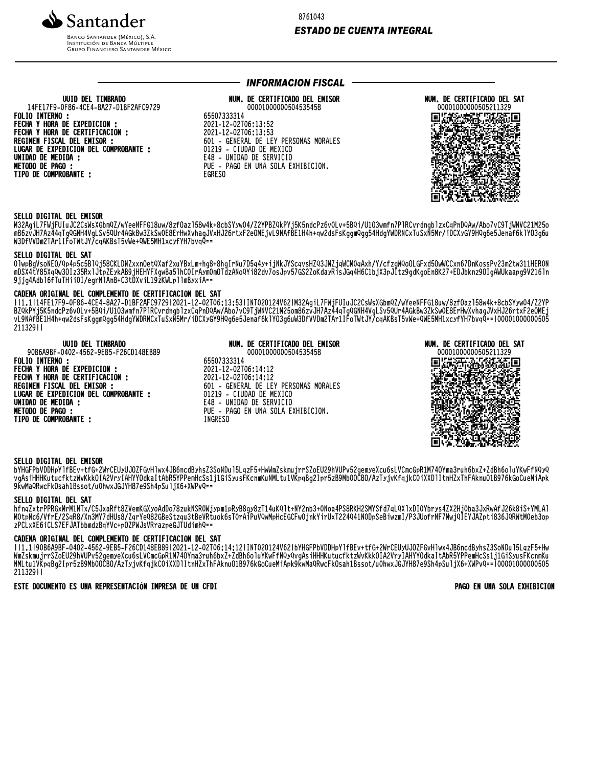Santander

BANCO SANTANDER (MÉXICO), S.A.
INSTITUCIÓN DE BANCA MÚLTIPLE
GRUPO FINANCIERO SANTANDER MÉXICO

8761043

**ESTADO DE CUENTA INTEGRAL**

## INFORMACION FISCAL

| UUID DEL TIMBRADO | NUM. DE CERTIFICADO DEL EMISOR | NUM. DE CERTIFICADO DEL SAT |
|---|---|---|
| 14FE17F9-0F86-4CE4-8A27-D1BF2AFC9729 | 00001000000504535458 | 00001000000505211329 |

**FOLIO INTERNO :** 65507333314
**FECHA Y HORA DE EXPEDICION :** 2021-12-02T06:13:52
**FECHA Y HORA DE CERTIFICACION :** 2021-12-02T06:13:53
**REGIMEN FISCAL DEL EMISOR :** 601 - GENERAL DE LEY PERSONAS MORALES
**LUGAR DE EXPEDICION DEL COMPROBANTE :** 01219 - CIUDAD DE MEXICO
**UNIDAD DE MEDIDA :** E48 - UNIDAD DE SERVICIO
**METODO DE PAGO :** PUE - PAGO EN UNA SOLA EXHIBICION.
**TIPO DE COMPROBANTE :** EGRESO

**SELLO DIGITAL DEL EMISOR**

M32AgiL7FWjFUIuJC2CsWsXGbmQZ/wYeeNFFG18uw/8zf0azl58w4k+8cbSYyw04/Z2YPBZQkPYj5K5ndcPz6vOLv+5BQi/U1O3wmfn7P1RCvrdngblzxCqPnDQAw/Abo7vC9TjWNVC21M25om86zvJH7Az44qTgQGNH4VgLSv5QUr4AGkBw3ZkSwOE8ErHwXvhagJVxHJ26rtxF2eOMEjvL9NAfBE1H4h+qw2dsFsKggmQgg54HdgYWDRNCxTuSxN5Mr/iDCXyGY9HQg6e5Jenaf6klYO3g6uW3DfVVDm2TAr1IFoTWtJY/cqAKBsT5vWe+QWE5MH1xcyfYH7bvqQ==

**SELLO DIGITAL DEL SAT**

O1wpBgVsoNEO/Qp4p5c5B1Qj58CKLDNZxxnOetQXaf2xuYBxLm+hg8+8hgIrNu7D5q4y+ijNkJYScqvsHZQ3JMZjqWCMOqAxh/Y/cfzgWQoOLGFxd5OwWCCxn67DnKossPv23m2tw311HERONmDSX4tY85XqQw3OIz35Rx1JtpZEykAB9jHEHYFXgwBa51hCOIrAymOmOTdzANoQYi82dv7osJpv57GS2ZoKdayRisJGq4H6C1bjX3pJItz9gdKgoEn8K27+EDJbknz9OIgAWUkaapg9V216ln9jjg4Adb16fTuTHiiOI/egrNlAn8+C3tDXviL19zKWLp1lmByxiA==

**CADENA ORIGINAL DEL COMPLEMENTO DE CERTIFICACION DEL SAT**

||1.1|14FE17F9-0F86-4CE4-8A27-D1BF2AFC9729|2021-12-02T06:13:53|INT020124V62|M32AgiL7FWjFUIuJC2CsWsXGbmQZ/wYeeNFFG18uw/8zf0azl58w4k+8cbSYyw04/Z2YPBZQkPYj5K5ndcPz6vOLv+5BQi/U1O3wmfn7P1RCvrdngblzxCqPnDQAw/Abo7vC9TjWNVC21M25om86zvJH7Az44qTgQGNH4VgLSv5QUr4AGkBw3ZkSwOE8ErHwXvhagJVxHJ26rtxF2eOMEjvL9NAfBE1H4h+qw2dsFsKggmQgg54HdgYWDRNCxTuSxN5Mr/iDCXyGY9HQg6e5Jenaf6klYO3g6uW3DfVVDm2TAr1IFoTWtJY/cqAKBsT5vWe+QWE5MH1xcyfYH7bvqQ==|00001000000505211329||

| UUID DEL TIMBRADO | NUM. DE CERTIFICADO DEL EMISOR | NUM. DE CERTIFICADO DEL SAT |
|---|---|---|
| 90B6A9BF-0402-4562-9EB5-F26CD148EB89 | 00001000000504535458 | 00001000000505211329 |

**FOLIO INTERNO :** 65507333314
**FECHA Y HORA DE EXPEDICION :** 2021-12-02T06:14:12
**FECHA Y HORA DE CERTIFICACION :** 2021-12-02T06:14:12
**REGIMEN FISCAL DEL EMISOR :** 601 - GENERAL DE LEY PERSONAS MORALES
**LUGAR DE EXPEDICION DEL COMPROBANTE :** 01219 - CIUDAD DE MEXICO
**UNIDAD DE MEDIDA :** E48 - UNIDAD DE SERVICIO
**METODO DE PAGO :** PUE - PAGO EN UNA SOLA EXHIBICION.
**TIPO DE COMPROBANTE :** INGRESO

**SELLO DIGITAL DEL EMISOR**

bYHGFPbVDDHpY1fBEv+tfG+2WrCEUyUJOZFGvHlwx4JB6ncdByhsZ3SoNDul5LqzF5+HwWmZskmujrrSZoEU29hVUPv52gemyeXcu6sLVCmcGpR1M74OYma3ruh6bxZ+ZdBh6oluYKwFfNQyQvgAsiHHHKutucfktzWvKkkOIA2VryIAHYYOdkaItAbR5YPPemHcSs1j1GiSyusFKcnmKuNMLtu1VKpqBg2Ipr5zB9MbOOCBO/AzTyjvKfqjkCOiXXDlItnHZxThFAknuO1B976kGoCueMiApk9kwMaQRwcFkOsah1Bssot/uOhwxJGJYH87e9Sh4pSuljX6+XWPvQ==

**SELLO DIGITAL DEL SAT**

hfnqZxtrPPRGxMrM1NTx/C5JxaRft8ZVemKGXyoAdDo78zukNSROWjypm1pRyB8gy8zT14uKQlt+NY2nb3+ONoa4PS8RKH2SMYSfd7qLQXlxDIOYbrys4ZX2HjObaJ3xRwAfJ26k8iS+YMLAlMOtpNc6/VfrE/2SqR8/Xn3MY7dHUs8/ZqrYeQ82GBeStzqu3tBeVRtuok6sTOrAiPuVQwMpHcEGCFwOjnkYirUxT224Q41NODpSeBiwzmI/P3JUofrNF7MwjQIEYJAZpti836JQRWtMOeb3opzPCLxXE6iCLS7EFJATbbmdzBqYVc+pOZPWJsVRrazpeGJTUdimhQ==

**CADENA ORIGINAL DEL COMPLEMENTO DE CERTIFICACION DEL SAT**

||1.1|90B6A9BF-0402-4562-9EB5-F26CD148EB89|2021-12-02T06:14:12|INT020124V62|bYHGFPbVDDHpY1fBEv+tfG+2WrCEUyUJOZFGvHlwx4JB6ncdByhsZ3SoNDul5LqzF5+HwWmZskmujrrSZoEU29hVUPv52gemyeXcu6sLVCmcGpR1M74OYma3ruh6bxZ+ZdBh6oluYKwFfNQyQvgAsiHHHKutucfktzWvKkkOIA2VryIAHYYOdkaItAbR5YPPemHcSs1j1GiSyusFKcnmKuNMLtu1VKpqBg2Ipr5zB9MbOOCBO/AzTyjvKfqjkCOiXXDlItnHZxThFAknuO1B976kGoCueMiApk9kwMaQRwcFkOsah1Bssot/uOhwxJGJYH87e9Sh4pSuljX6+XWPvQ==|00001000000505211329||

ESTE DOCUMENTO ES UNA REPRESENTACIÓN IMPRESA DE UN CFDI

PAGO EN UNA SOLA EXHIBICION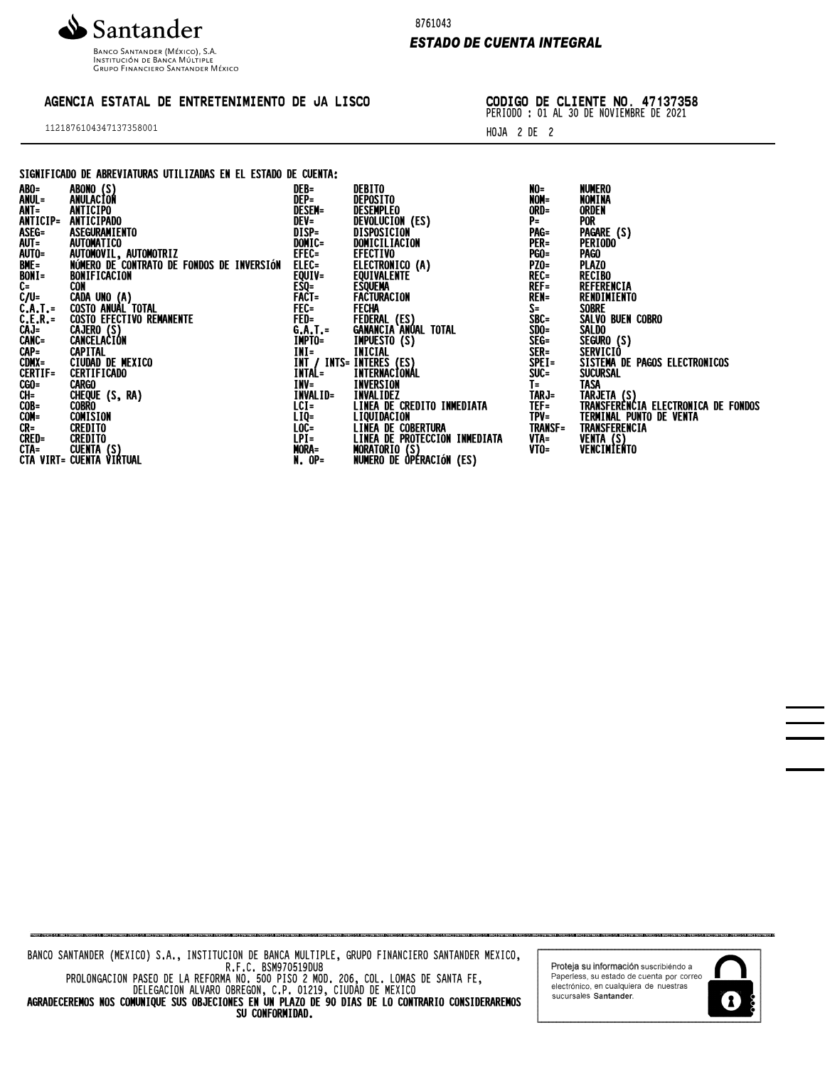Santander

BANCO SANTANDER (MÉXICO), S.A.
INSTITUCIÓN DE BANCA MÚLTIPLE
GRUPO FINANCIERO SANTANDER MÉXICO

8761043

***ESTADO DE CUENTA INTEGRAL***

**AGENCIA ESTATAL DE ENTRETENIMIENTO DE JA LISCO**

11218761043471373580O1

**CODIGO DE CLIENTE NO. 47137358**
PERIODO : 01 AL 30 DE NOVIEMBRE DE 2021

HOJA 2 DE 2

**SIGNIFICADO DE ABREVIATURAS UTILIZADAS EN EL ESTADO DE CUENTA:**

| Abreviatura | Significado | Abreviatura | Significado | Abreviatura | Significado |
|---|---|---|---|---|---|
| ABO= | ABONO (S) | DEB= | DEBITO | NO= | NUMERO |
| ANUL= | ANULACIÓN | DEP= | DEPOSITO | NOM= | NOMINA |
| ANT= | ANTICIPO | DESEM= | DESEMPLEO | ORD= | ORDEN |
| ANTICIP= | ANTICIPADO | DEV= | DEVOLUCION (ES) | P= | POR |
| ASEG= | ASEGURAMIENTO | DISP= | DISPOSICION | PAG= | PAGARE (S) |
| AUT= | AUTOMATICO | DOMIC= | DOMICILIACION | PER= | PERIODO |
| AUTO= | AUTOMOVIL, AUTOMOTRIZ | EFEC= | EFECTIVO | PGO= | PAGO |
| BME= | NÚMERO DE CONTRATO DE FONDOS DE INVERSIóN | ELEC= | ELECTRONICO (A) | PZO= | PLAZO |
| BONI= | BONIFICACION | EQUIV= | EQUIVALENTE | REC= | RECIBO |
| C= | CON | ESQ= | ESQUEMA | REF= | REFERENCIA |
| C/U= | CADA UNO (A) | FACT= | FACTURACION | REN= | RENDIMIENTO |
| C.A.T.= | COSTO ANUAL TOTAL | FEC= | FECHA | S= | SOBRE |
| C.E.R.= | COSTO EFECTIVO REMANENTE | FED= | FEDERAL (ES) | SBC= | SALVO BUEN COBRO |
| CAJ= | CAJERO (S) | G.A.T.= | GANANCIA ANUAL TOTAL | SDO= | SALDO |
| CANC= | CANCELACIÓN | IMPTO= | IMPUESTO (S) | SEG= | SEGURO (S) |
| CAP= | CAPITAL | INI= | INICIAL | SER= | SERVICIO |
| CDMX= | CIUDAD DE MEXICO | INT / INTS= | INTERES (ES) | SPEI= | SISTEMA DE PAGOS ELECTRONICOS |
| CERTIF= | CERTIFICADO | INTAL= | INTERNACIONAL | SUC= | SUCURSAL |
| CGO= | CARGO | INV= | INVERSION | T= | TASA |
| CH= | CHEQUE (S, RA) | INVALID= | INVALIDEZ | TARJ= | TARJETA (S) |
| COB= | COBRO | LCI= | LINEA DE CREDITO INMEDIATA | TEF= | TRANSFERENCIA ELECTRONICA DE FONDOS |
| COM= | COMISION | LIQ= | LIQUIDACION | TPV= | TERMINAL PUNTO DE VENTA |
| CR= | CREDITO | LOC= | LINEA DE COBERTURA | TRANSF= | TRANSFERENCIA |
| CRED= | CREDITO | LPI= | LINEA DE PROTECCION INMEDIATA | VTA= | VENTA (S) |
| CTA= | CUENTA (S) | MORA= | MORATORIO (S) | VTO= | VENCIMIENTO |
| CTA VIRT= | CUENTA VIRTUAL | N. OP= | NUMERO DE OPERACIóN (ES) | | |

BANCO SANTANDER (MEXICO) S.A., INSTITUCION DE BANCA MULTIPLE, GRUPO FINANCIERO SANTANDER MEXICO,
R.F.C. BSM970519DU8
PROLONGACION PASEO DE LA REFORMA NO. 500 PISO 2 MOD. 206, COL. LOMAS DE SANTA FE,
DELEGACION ALVARO OBREGON, C.P. 01219, CIUDAD DE MEXICO

**AGRADECEREMOS NOS COMUNIQUE SUS OBJECIONES EN UN PLAZO DE 90 DIAS DE LO CONTRARIO CONSIDERAREMOS SU CONFORMIDAD.**

**Proteja su información** suscribiéndo a Paperless, su estado de cuenta por correo electrónico, en cualquiera de nuestras sucursales **Santander**.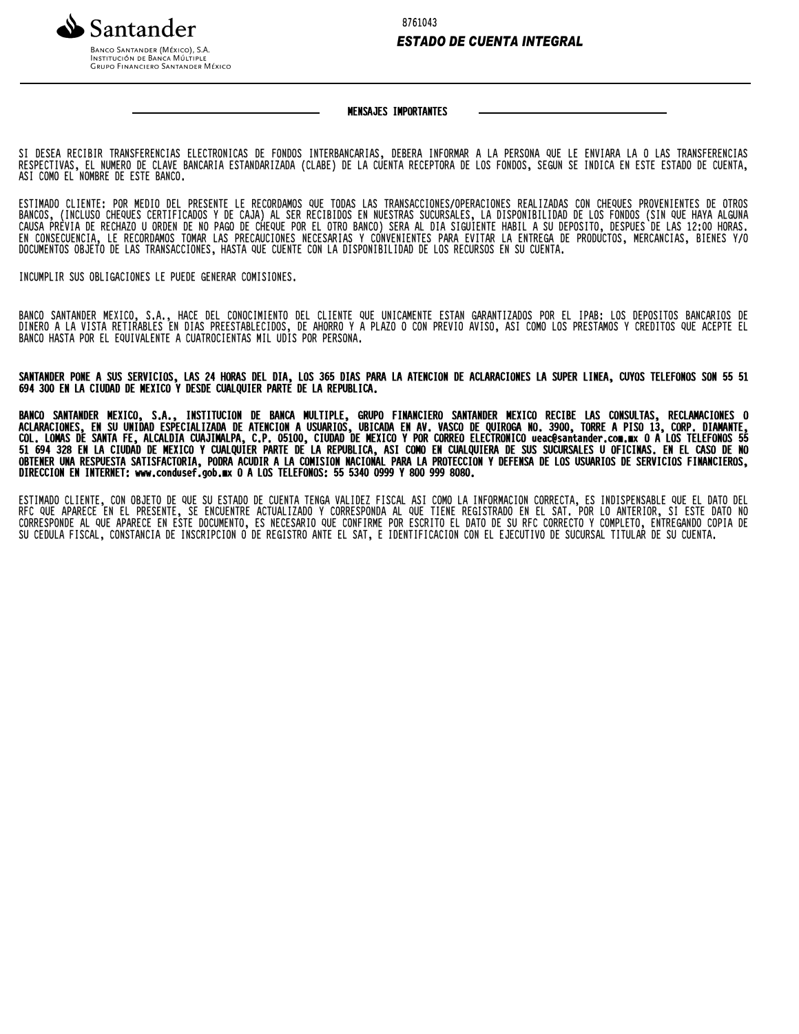Santander

Banco Santander (México), S.A.
Institución de Banca Múltiple
Grupo Financiero Santander México

8761043

***ESTADO DE CUENTA INTEGRAL***

## MENSAJES IMPORTANTES

SI DESEA RECIBIR TRANSFERENCIAS ELECTRONICAS DE FONDOS INTERBANCARIAS, DEBERA INFORMAR A LA PERSONA QUE LE ENVIARA LA O LAS TRANSFERENCIAS RESPECTIVAS, EL NUMERO DE CLAVE BANCARIA ESTANDARIZADA (CLABE) DE LA CUENTA RECEPTORA DE LOS FONDOS, SEGUN SE INDICA EN ESTE ESTADO DE CUENTA, ASI COMO EL NOMBRE DE ESTE BANCO.

ESTIMADO CLIENTE: POR MEDIO DEL PRESENTE LE RECORDAMOS QUE TODAS LAS TRANSACCIONES/OPERACIONES REALIZADAS CON CHEQUES PROVENIENTES DE OTROS BANCOS, (INCLUSO CHEQUES CERTIFICADOS Y DE CAJA) AL SER RECIBIDOS EN NUESTRAS SUCURSALES, LA DISPONIBILIDAD DE LOS FONDOS (SIN QUE HAYA ALGUNA CAUSA PREVIA DE RECHAZO U ORDEN DE NO PAGO DE CHEQUE POR EL OTRO BANCO) SERA AL DIA SIGUIENTE HABIL A SU DEPOSITO, DESPUES DE LAS 12:00 HORAS. EN CONSECUENCIA, LE RECORDAMOS TOMAR LAS PRECAUCIONES NECESARIAS Y CONVENIENTES PARA EVITAR LA ENTREGA DE PRODUCTOS, MERCANCIAS, BIENES Y/O DOCUMENTOS OBJETO DE LAS TRANSACCIONES, HASTA QUE CUENTE CON LA DISPONIBILIDAD DE LOS RECURSOS EN SU CUENTA.

INCUMPLIR SUS OBLIGACIONES LE PUEDE GENERAR COMISIONES.

BANCO SANTANDER MEXICO, S.A., HACE DEL CONOCIMIENTO DEL CLIENTE QUE UNICAMENTE ESTAN GARANTIZADOS POR EL IPAB: LOS DEPOSITOS BANCARIOS DE DINERO A LA VISTA RETIRABLES EN DIAS PREESTABLECIDOS, DE AHORRO Y A PLAZO O CON PREVIO AVISO, ASI COMO LOS PRESTAMOS Y CREDITOS QUE ACEPTE EL BANCO HASTA POR EL EQUIVALENTE A CUATROCIENTAS MIL UDIS POR PERSONA.

**SANTANDER PONE A SUS SERVICIOS, LAS 24 HORAS DEL DIA, LOS 365 DIAS PARA LA ATENCION DE ACLARACIONES LA SUPER LINEA, CUYOS TELEFONOS SON 55 51 694 300 EN LA CIUDAD DE MEXICO Y DESDE CUALQUIER PARTE DE LA REPUBLICA.**

**BANCO SANTANDER MEXICO, S.A., INSTITUCION DE BANCA MULTIPLE, GRUPO FINANCIERO SANTANDER MEXICO RECIBE LAS CONSULTAS, RECLAMACIONES O ACLARACIONES, EN SU UNIDAD ESPECIALIZADA DE ATENCION A USUARIOS, UBICADA EN AV. VASCO DE QUIROGA NO. 3900, TORRE A PISO 13, CORP. DIAMANTE, COL. LOMAS DE SANTA FE, ALCALDIA CUAJIMALPA, C.P. 05100, CIUDAD DE MEXICO Y POR CORREO ELECTRONICO ueac@santander.com.mx O A LOS TELEFONOS 55 51 694 328 EN LA CIUDAD DE MEXICO Y CUALQUIER PARTE DE LA REPUBLICA, ASI COMO EN CUALQUIERA DE SUS SUCURSALES U OFICINAS. EN EL CASO DE NO OBTENER UNA RESPUESTA SATISFACTORIA, PODRA ACUDIR A LA COMISION NACIONAL PARA LA PROTECCION Y DEFENSA DE LOS USUARIOS DE SERVICIOS FINANCIEROS, DIRECCION EN INTERNET: www.condusef.gob.mx O A LOS TELEFONOS: 55 5340 0999 Y 800 999 8080.**

ESTIMADO CLIENTE, CON OBJETO DE QUE SU ESTADO DE CUENTA TENGA VALIDEZ FISCAL ASI COMO LA INFORMACION CORRECTA, ES INDISPENSABLE QUE EL DATO DEL RFC QUE APARECE EN EL PRESENTE, SE ENCUENTRE ACTUALIZADO Y CORRESPONDA AL QUE TIENE REGISTRADO EN EL SAT. POR LO ANTERIOR, SI ESTE DATO NO CORRESPONDE AL QUE APARECE EN ESTE DOCUMENTO, ES NECESARIO QUE CONFIRME POR ESCRITO EL DATO DE SU RFC CORRECTO Y COMPLETO, ENTREGANDO COPIA DE SU CEDULA FISCAL, CONSTANCIA DE INSCRIPCION O DE REGISTRO ANTE EL SAT, E IDENTIFICACION CON EL EJECUTIVO DE SUCURSAL TITULAR DE SU CUENTA.